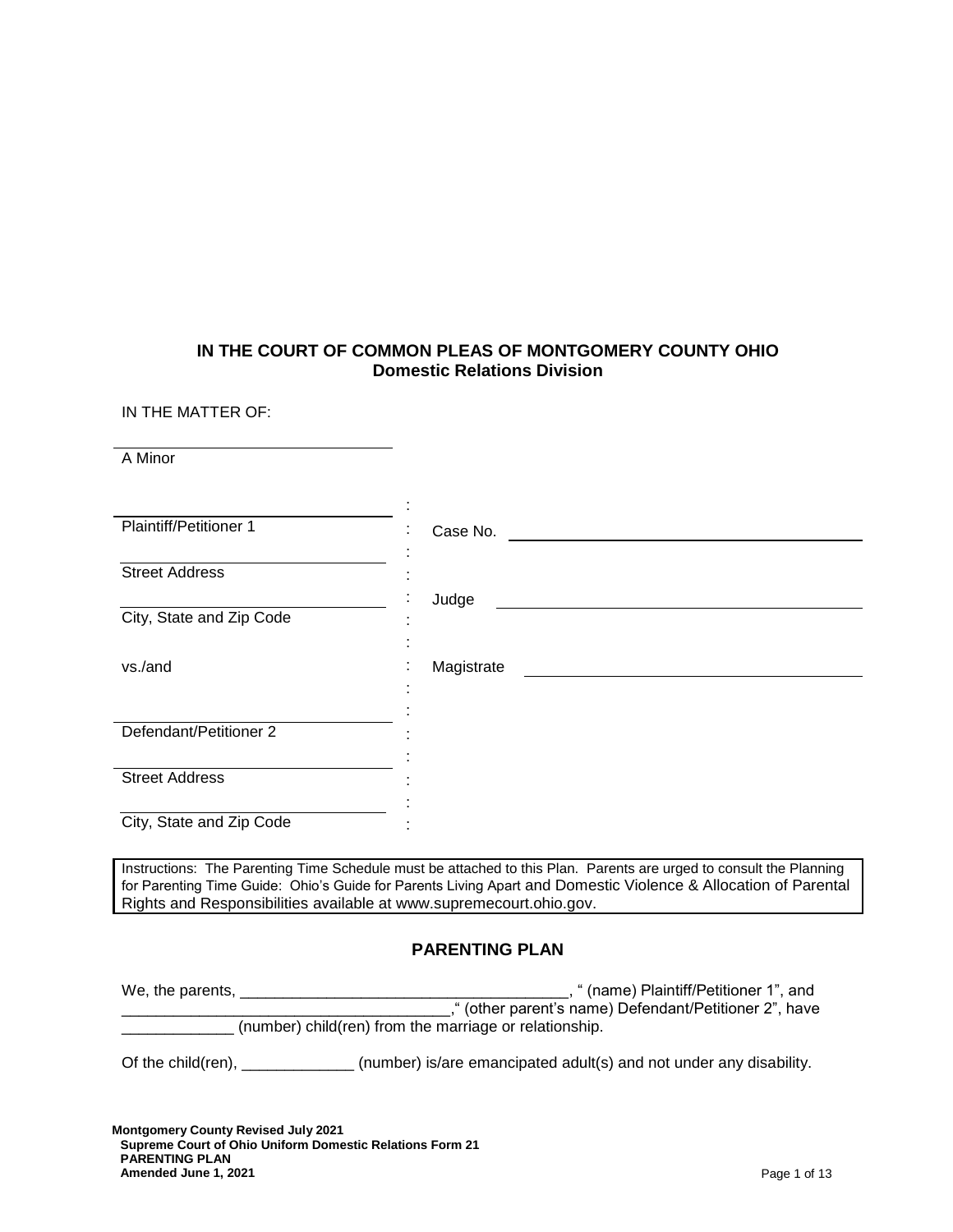**IN THE COURT OF COMMON PLEAS OF MONTGOMERY COUNTY OHIO**
**Domestic Relations Division**

IN THE MATTER OF:

\_\_\_\_\_\_\_\_\_\_\_\_\_\_\_\_\_\_\_\_\_\_\_\_\_\_\_\_\_\_
A Minor

| | | |
|---|---|---|
| \_\_\_\_\_\_\_\_\_\_\_\_\_\_\_\_\_\_\_\_\_\_\_\_\_\_\_\_\_\_ Plaintiff/Petitioner 1 | : | Case No. \_\_\_\_\_\_\_\_\_\_\_\_\_\_\_\_\_\_\_\_\_\_\_\_\_\_\_\_\_\_ |
| \_\_\_\_\_\_\_\_\_\_\_\_\_\_\_\_\_\_\_\_\_\_\_\_\_\_\_\_\_\_ Street Address | : | Judge \_\_\_\_\_\_\_\_\_\_\_\_\_\_\_\_\_\_\_\_\_\_\_\_\_\_\_\_\_\_ |
| \_\_\_\_\_\_\_\_\_\_\_\_\_\_\_\_\_\_\_\_\_\_\_\_\_\_\_\_\_\_ City, State and Zip Code | : | |
| vs./and | : | Magistrate \_\_\_\_\_\_\_\_\_\_\_\_\_\_\_\_\_\_\_\_\_\_\_\_\_\_\_\_\_\_ |
| \_\_\_\_\_\_\_\_\_\_\_\_\_\_\_\_\_\_\_\_\_\_\_\_\_\_\_\_\_\_ Defendant/Petitioner 2 | : | |
| \_\_\_\_\_\_\_\_\_\_\_\_\_\_\_\_\_\_\_\_\_\_\_\_\_\_\_\_\_\_ Street Address | : | |
| \_\_\_\_\_\_\_\_\_\_\_\_\_\_\_\_\_\_\_\_\_\_\_\_\_\_\_\_\_\_ City, State and Zip Code | : | |

> Instructions: The Parenting Time Schedule must be attached to this Plan. Parents are urged to consult the Planning for Parenting Time Guide: Ohio's Guide for Parents Living Apart and Domestic Violence & Allocation of Parental Rights and Responsibilities available at www.supremecourt.ohio.gov.

## PARENTING PLAN

We, the parents, \_\_\_\_\_\_\_\_\_\_\_\_\_\_\_\_\_\_\_\_\_\_\_\_\_\_\_\_\_\_\_\_\_\_\_\_\_\_, " (name) Plaintiff/Petitioner 1", and \_\_\_\_\_\_\_\_\_\_\_\_\_\_\_\_\_\_\_\_\_\_\_\_\_\_\_\_\_\_\_\_\_\_\_\_\_\_," (other parent's name) Defendant/Petitioner 2", have \_\_\_\_\_\_\_\_\_\_\_\_\_ (number) child(ren) from the marriage or relationship.

Of the child(ren), \_\_\_\_\_\_\_\_\_\_\_\_\_ (number) is/are emancipated adult(s) and not under any disability.

**Montgomery County Revised July 2021**
**Supreme Court of Ohio Uniform Domestic Relations Form 21**
**PARENTING PLAN**
**Amended June 1, 2021**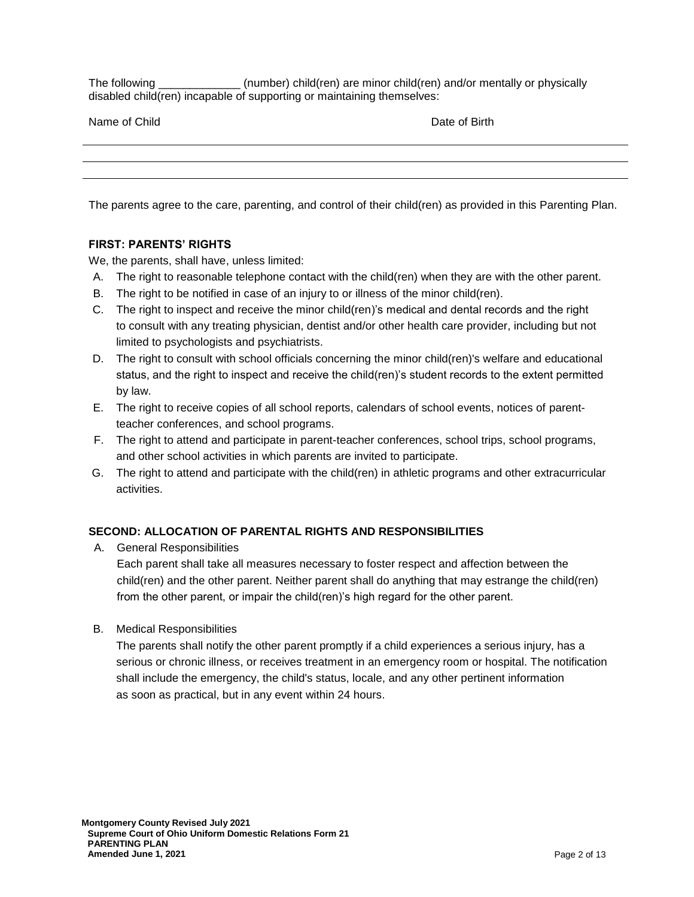The following _____________ (number) child(ren) are minor child(ren) and/or mentally or physically disabled child(ren) incapable of supporting or maintaining themselves:

| Name of Child | Date of Birth |
| --- | --- |
| | |
| | |
| | |

The parents agree to the care, parenting, and control of their child(ren) as provided in this Parenting Plan.

**FIRST: PARENTS' RIGHTS**

We, the parents, shall have, unless limited:

A. The right to reasonable telephone contact with the child(ren) when they are with the other parent.
B. The right to be notified in case of an injury to or illness of the minor child(ren).
C. The right to inspect and receive the minor child(ren)'s medical and dental records and the right to consult with any treating physician, dentist and/or other health care provider, including but not limited to psychologists and psychiatrists.
D. The right to consult with school officials concerning the minor child(ren)'s welfare and educational status, and the right to inspect and receive the child(ren)'s student records to the extent permitted by law.
E. The right to receive copies of all school reports, calendars of school events, notices of parent-teacher conferences, and school programs.
F. The right to attend and participate in parent-teacher conferences, school trips, school programs, and other school activities in which parents are invited to participate.
G. The right to attend and participate with the child(ren) in athletic programs and other extracurricular activities.

**SECOND: ALLOCATION OF PARENTAL RIGHTS AND RESPONSIBILITIES**

A. General Responsibilities

Each parent shall take all measures necessary to foster respect and affection between the child(ren) and the other parent. Neither parent shall do anything that may estrange the child(ren) from the other parent, or impair the child(ren)'s high regard for the other parent.

B. Medical Responsibilities

The parents shall notify the other parent promptly if a child experiences a serious injury, has a serious or chronic illness, or receives treatment in an emergency room or hospital. The notification shall include the emergency, the child's status, locale, and any other pertinent information as soon as practical, but in any event within 24 hours.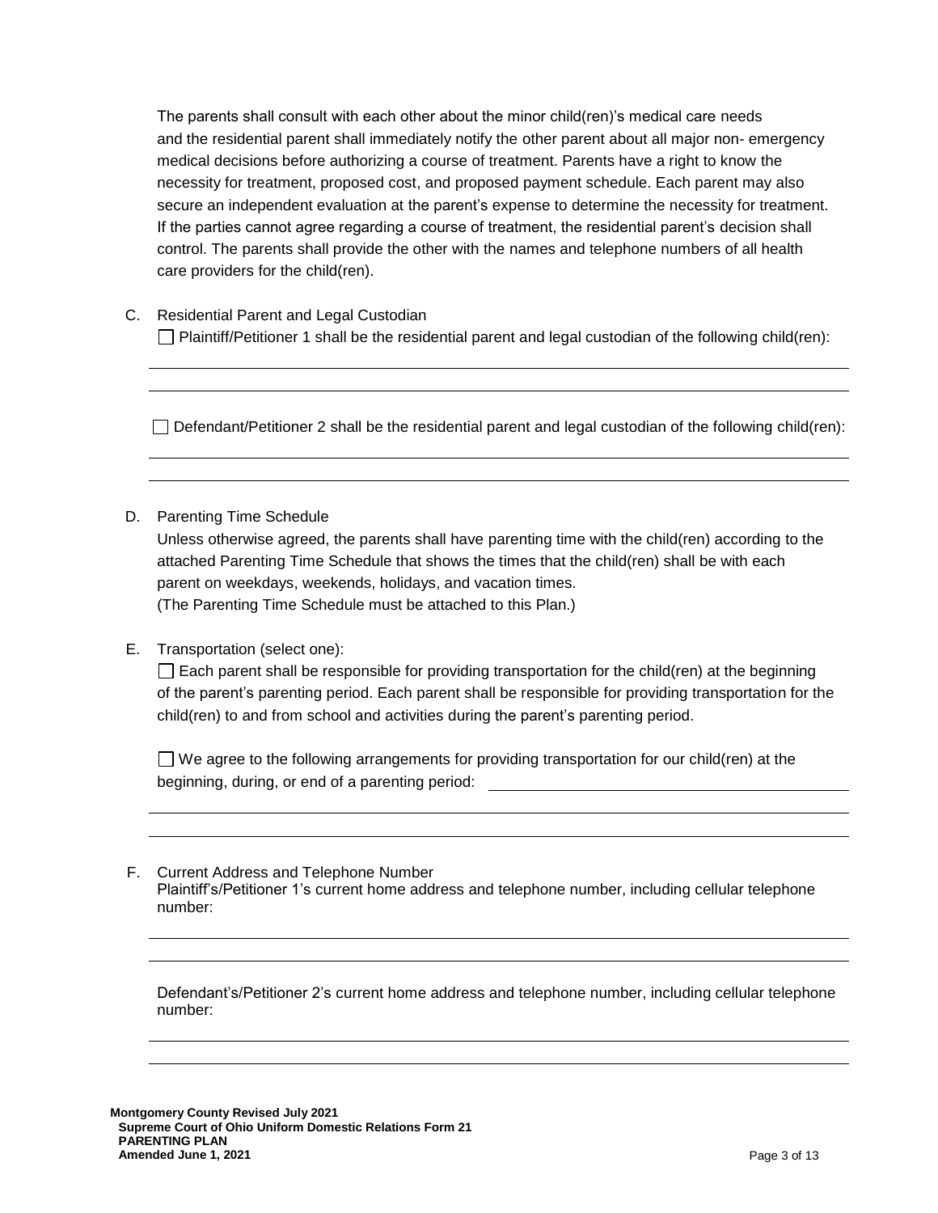The parents shall consult with each other about the minor child(ren)'s medical care needs and the residential parent shall immediately notify the other parent about all major non- emergency medical decisions before authorizing a course of treatment. Parents have a right to know the necessity for treatment, proposed cost, and proposed payment schedule. Each parent may also secure an independent evaluation at the parent's expense to determine the necessity for treatment. If the parties cannot agree regarding a course of treatment, the residential parent's decision shall control. The parents shall provide the other with the names and telephone numbers of all health care providers for the child(ren).

C. Residential Parent and Legal Custodian

☐ Plaintiff/Petitioner 1 shall be the residential parent and legal custodian of the following child(ren):

______________________________________________________________________________

______________________________________________________________________________

☐ Defendant/Petitioner 2 shall be the residential parent and legal custodian of the following child(ren):

______________________________________________________________________________

______________________________________________________________________________

D. Parenting Time Schedule

Unless otherwise agreed, the parents shall have parenting time with the child(ren) according to the attached Parenting Time Schedule that shows the times that the child(ren) shall be with each parent on weekdays, weekends, holidays, and vacation times.
(The Parenting Time Schedule must be attached to this Plan.)

E. Transportation (select one):

☐ Each parent shall be responsible for providing transportation for the child(ren) at the beginning of the parent's parenting period. Each parent shall be responsible for providing transportation for the child(ren) to and from school and activities during the parent's parenting period.

☐ We agree to the following arrangements for providing transportation for our child(ren) at the beginning, during, or end of a parenting period: ______________________________

______________________________________________________________________________

______________________________________________________________________________

F. Current Address and Telephone Number

Plaintiff's/Petitioner 1's current home address and telephone number, including cellular telephone number:

______________________________________________________________________________

______________________________________________________________________________

Defendant's/Petitioner 2's current home address and telephone number, including cellular telephone number:

______________________________________________________________________________

______________________________________________________________________________

**Montgomery County Revised July 2021**
**Supreme Court of Ohio Uniform Domestic Relations Form 21**
**PARENTING PLAN**
**Amended June 1, 2021**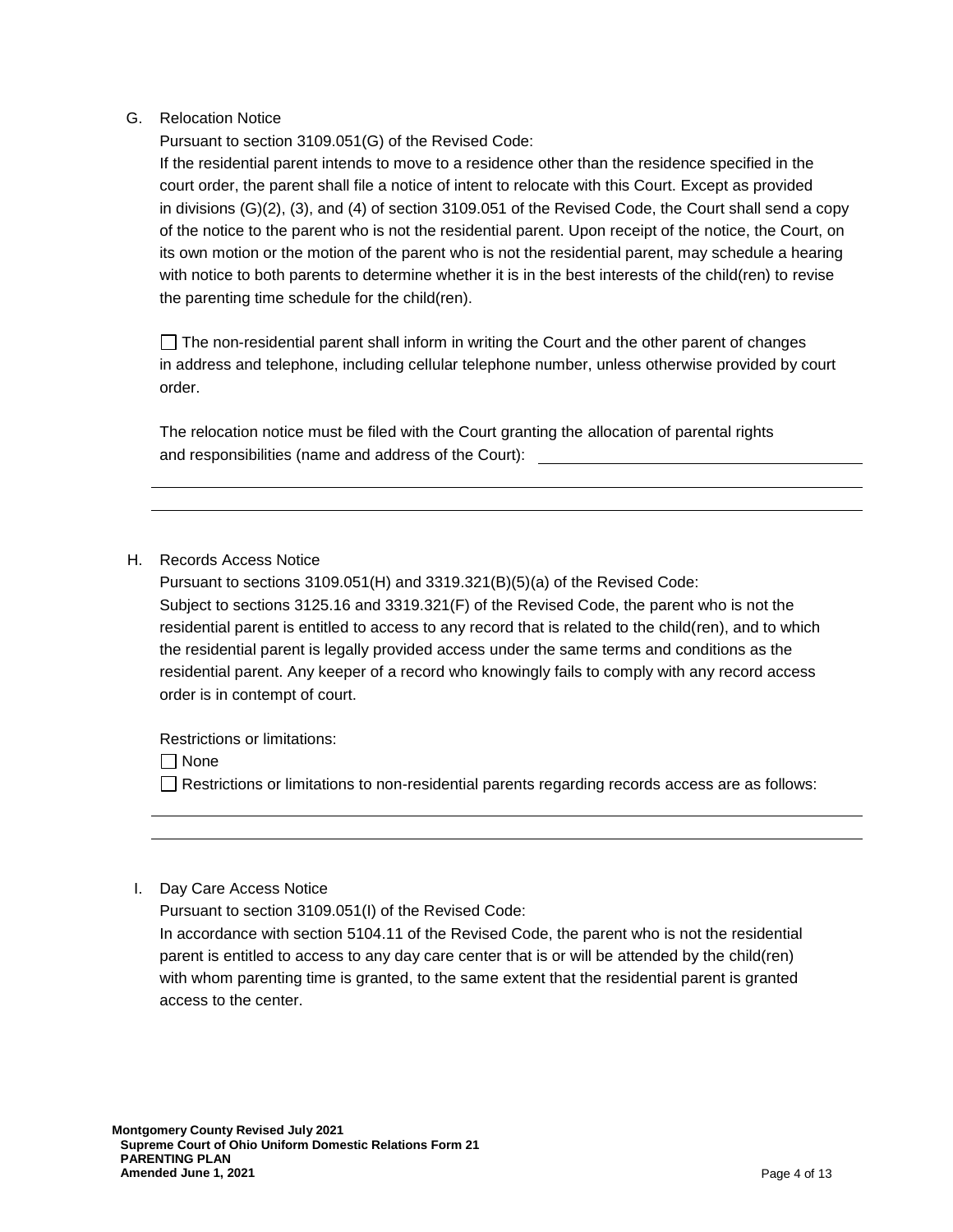G. Relocation Notice

Pursuant to section 3109.051(G) of the Revised Code:

If the residential parent intends to move to a residence other than the residence specified in the court order, the parent shall file a notice of intent to relocate with this Court. Except as provided in divisions (G)(2), (3), and (4) of section 3109.051 of the Revised Code, the Court shall send a copy of the notice to the parent who is not the residential parent. Upon receipt of the notice, the Court, on its own motion or the motion of the parent who is not the residential parent, may schedule a hearing with notice to both parents to determine whether it is in the best interests of the child(ren) to revise the parenting time schedule for the child(ren).

☐ The non-residential parent shall inform in writing the Court and the other parent of changes in address and telephone, including cellular telephone number, unless otherwise provided by court order.

The relocation notice must be filed with the Court granting the allocation of parental rights and responsibilities (name and address of the Court): ______________________________

______________________________________________________________________

______________________________________________________________________

H. Records Access Notice

Pursuant to sections 3109.051(H) and 3319.321(B)(5)(a) of the Revised Code:

Subject to sections 3125.16 and 3319.321(F) of the Revised Code, the parent who is not the residential parent is entitled to access to any record that is related to the child(ren), and to which the residential parent is legally provided access under the same terms and conditions as the residential parent. Any keeper of a record who knowingly fails to comply with any record access order is in contempt of court.

Restrictions or limitations:

☐ None

☐ Restrictions or limitations to non-residential parents regarding records access are as follows:

______________________________________________________________________

______________________________________________________________________

I. Day Care Access Notice

Pursuant to section 3109.051(I) of the Revised Code:

In accordance with section 5104.11 of the Revised Code, the parent who is not the residential parent is entitled to access to any day care center that is or will be attended by the child(ren) with whom parenting time is granted, to the same extent that the residential parent is granted access to the center.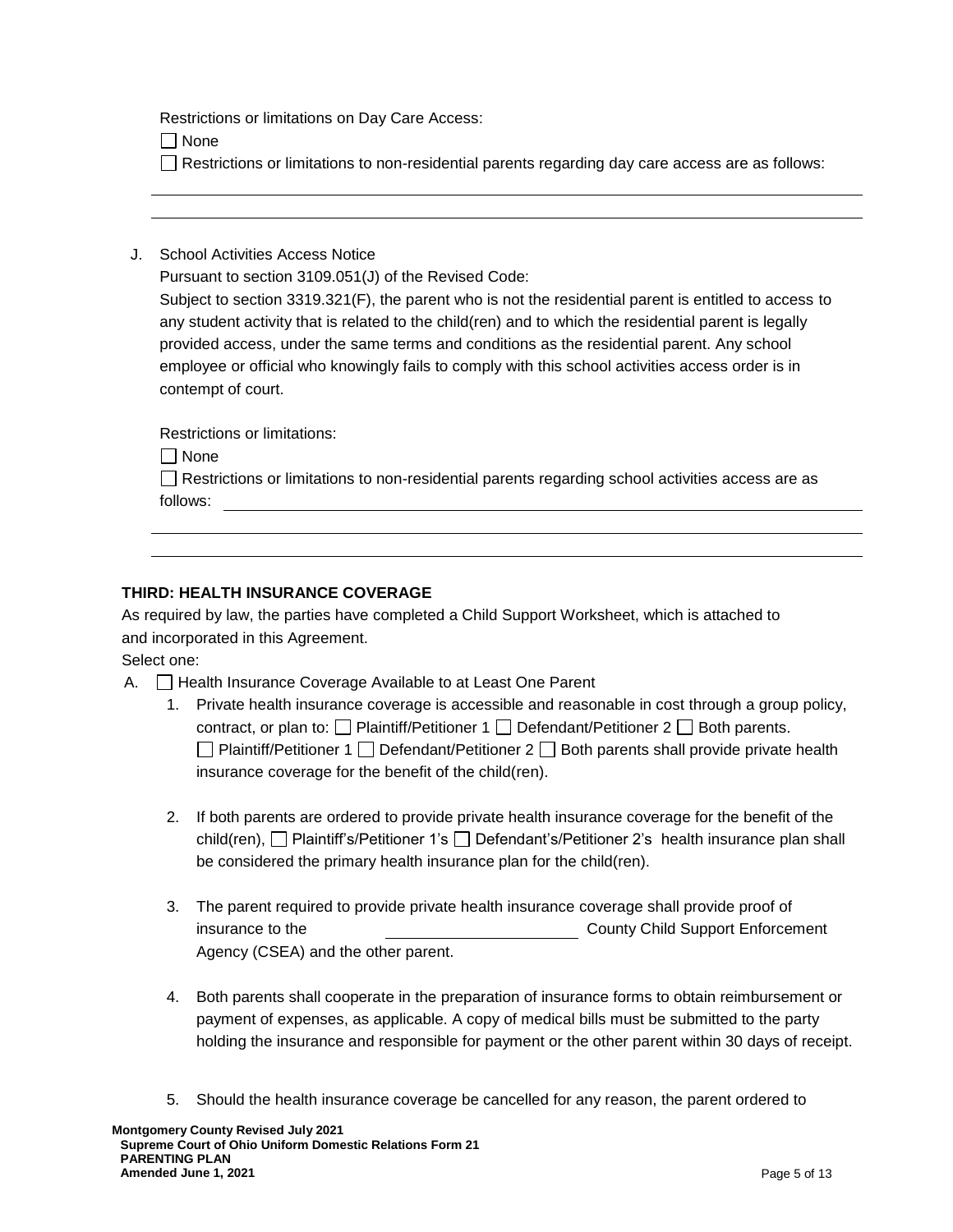Restrictions or limitations on Day Care Access:

☐ None

☐ Restrictions or limitations to non-residential parents regarding day care access are as follows:

\_\_\_\_\_\_\_\_\_\_\_\_\_\_\_\_\_\_\_\_\_\_\_\_\_\_\_\_\_\_\_\_\_\_\_\_\_\_\_\_\_\_\_\_\_\_\_\_\_\_\_\_\_\_\_\_\_\_\_\_\_\_\_\_\_\_\_\_\_\_\_\_

\_\_\_\_\_\_\_\_\_\_\_\_\_\_\_\_\_\_\_\_\_\_\_\_\_\_\_\_\_\_\_\_\_\_\_\_\_\_\_\_\_\_\_\_\_\_\_\_\_\_\_\_\_\_\_\_\_\_\_\_\_\_\_\_\_\_\_\_\_\_\_\_

J. School Activities Access Notice

Pursuant to section 3109.051(J) of the Revised Code:

Subject to section 3319.321(F), the parent who is not the residential parent is entitled to access to any student activity that is related to the child(ren) and to which the residential parent is legally provided access, under the same terms and conditions as the residential parent. Any school employee or official who knowingly fails to comply with this school activities access order is in contempt of court.

Restrictions or limitations:

☐ None

☐ Restrictions or limitations to non-residential parents regarding school activities access are as follows: \_\_\_\_\_\_\_\_\_\_\_\_\_\_\_\_\_\_\_\_\_\_\_\_\_\_\_\_\_\_\_\_\_\_\_\_\_\_\_\_\_\_\_\_\_\_\_\_\_\_\_\_\_\_\_\_\_\_\_\_

\_\_\_\_\_\_\_\_\_\_\_\_\_\_\_\_\_\_\_\_\_\_\_\_\_\_\_\_\_\_\_\_\_\_\_\_\_\_\_\_\_\_\_\_\_\_\_\_\_\_\_\_\_\_\_\_\_\_\_\_\_\_\_\_\_\_\_\_\_\_\_\_

\_\_\_\_\_\_\_\_\_\_\_\_\_\_\_\_\_\_\_\_\_\_\_\_\_\_\_\_\_\_\_\_\_\_\_\_\_\_\_\_\_\_\_\_\_\_\_\_\_\_\_\_\_\_\_\_\_\_\_\_\_\_\_\_\_\_\_\_\_\_\_\_

**THIRD: HEALTH INSURANCE COVERAGE**

As required by law, the parties have completed a Child Support Worksheet, which is attached to and incorporated in this Agreement.

Select one:

A. ☐ Health Insurance Coverage Available to at Least One Parent

1. Private health insurance coverage is accessible and reasonable in cost through a group policy, contract, or plan to: ☐ Plaintiff/Petitioner 1 ☐ Defendant/Petitioner 2 ☐ Both parents.
   ☐ Plaintiff/Petitioner 1 ☐ Defendant/Petitioner 2 ☐ Both parents shall provide private health insurance coverage for the benefit of the child(ren).

2. If both parents are ordered to provide private health insurance coverage for the benefit of the child(ren), ☐ Plaintiff's/Petitioner 1's ☐ Defendant's/Petitioner 2's health insurance plan shall be considered the primary health insurance plan for the child(ren).

3. The parent required to provide private health insurance coverage shall provide proof of insurance to the \_\_\_\_\_\_\_\_\_\_\_\_\_\_\_\_\_\_\_\_ County Child Support Enforcement Agency (CSEA) and the other parent.

4. Both parents shall cooperate in the preparation of insurance forms to obtain reimbursement or payment of expenses, as applicable. A copy of medical bills must be submitted to the party holding the insurance and responsible for payment or the other parent within 30 days of receipt.

5. Should the health insurance coverage be cancelled for any reason, the parent ordered to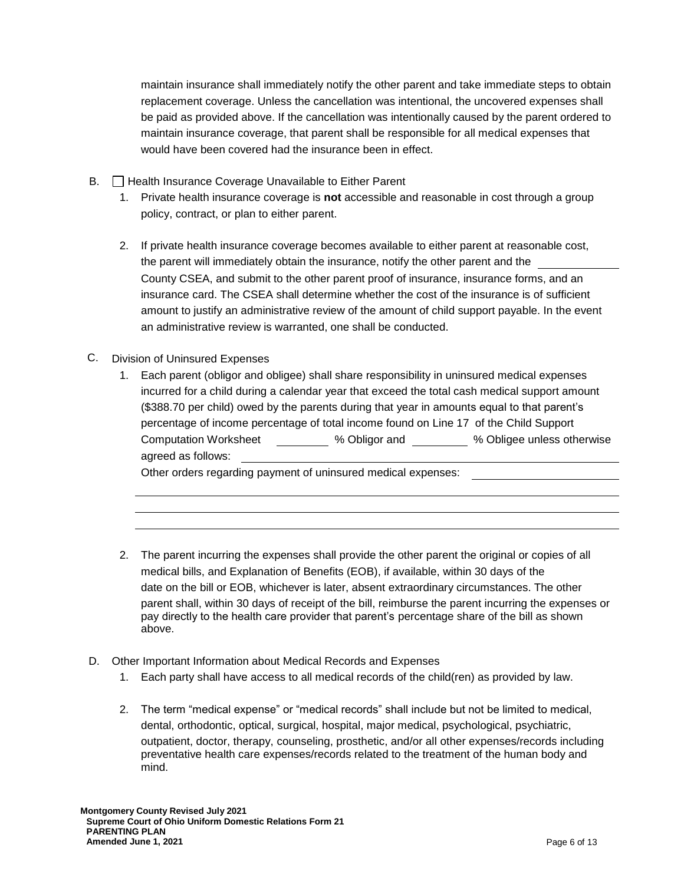maintain insurance shall immediately notify the other parent and take immediate steps to obtain replacement coverage. Unless the cancellation was intentional, the uncovered expenses shall be paid as provided above. If the cancellation was intentionally caused by the parent ordered to maintain insurance coverage, that parent shall be responsible for all medical expenses that would have been covered had the insurance been in effect.

B. ☐ Health Insurance Coverage Unavailable to Either Parent

1. Private health insurance coverage is **not** accessible and reasonable in cost through a group policy, contract, or plan to either parent.

2. If private health insurance coverage becomes available to either parent at reasonable cost, the parent will immediately obtain the insurance, notify the other parent and the \_\_\_\_\_\_\_\_\_\_ County CSEA, and submit to the other parent proof of insurance, insurance forms, and an insurance card. The CSEA shall determine whether the cost of the insurance is of sufficient amount to justify an administrative review of the amount of child support payable. In the event an administrative review is warranted, one shall be conducted.

C. Division of Uninsured Expenses

1. Each parent (obligor and obligee) shall share responsibility in uninsured medical expenses incurred for a child during a calendar year that exceed the total cash medical support amount ($388.70 per child) owed by the parents during that year in amounts equal to that parent's percentage of income percentage of total income found on Line 17 of the Child Support Computation Worksheet \_\_\_\_\_\_\_\_ % Obligor and \_\_\_\_\_\_\_\_ % Obligee unless otherwise agreed as follows: \_\_\_\_\_\_\_\_\_\_\_\_\_\_\_\_\_\_\_\_\_\_\_\_\_\_\_\_\_\_\_\_\_\_\_\_\_\_

   Other orders regarding payment of uninsured medical expenses: \_\_\_\_\_\_\_\_\_\_\_\_\_\_\_\_\_\_\_\_

   \_\_\_\_\_\_\_\_\_\_\_\_\_\_\_\_\_\_\_\_\_\_\_\_\_\_\_\_\_\_\_\_\_\_\_\_\_\_\_\_\_\_\_\_\_\_\_\_\_\_\_\_\_\_\_\_\_\_\_\_\_\_\_\_\_\_\_\_\_\_

   \_\_\_\_\_\_\_\_\_\_\_\_\_\_\_\_\_\_\_\_\_\_\_\_\_\_\_\_\_\_\_\_\_\_\_\_\_\_\_\_\_\_\_\_\_\_\_\_\_\_\_\_\_\_\_\_\_\_\_\_\_\_\_\_\_\_\_\_\_\_

   \_\_\_\_\_\_\_\_\_\_\_\_\_\_\_\_\_\_\_\_\_\_\_\_\_\_\_\_\_\_\_\_\_\_\_\_\_\_\_\_\_\_\_\_\_\_\_\_\_\_\_\_\_\_\_\_\_\_\_\_\_\_\_\_\_\_\_\_\_\_

2. The parent incurring the expenses shall provide the other parent the original or copies of all medical bills, and Explanation of Benefits (EOB), if available, within 30 days of the date on the bill or EOB, whichever is later, absent extraordinary circumstances. The other parent shall, within 30 days of receipt of the bill, reimburse the parent incurring the expenses or pay directly to the health care provider that parent's percentage share of the bill as shown above.

D. Other Important Information about Medical Records and Expenses

1. Each party shall have access to all medical records of the child(ren) as provided by law.

2. The term "medical expense" or "medical records" shall include but not be limited to medical, dental, orthodontic, optical, surgical, hospital, major medical, psychological, psychiatric, outpatient, doctor, therapy, counseling, prosthetic, and/or all other expenses/records including preventative health care expenses/records related to the treatment of the human body and mind.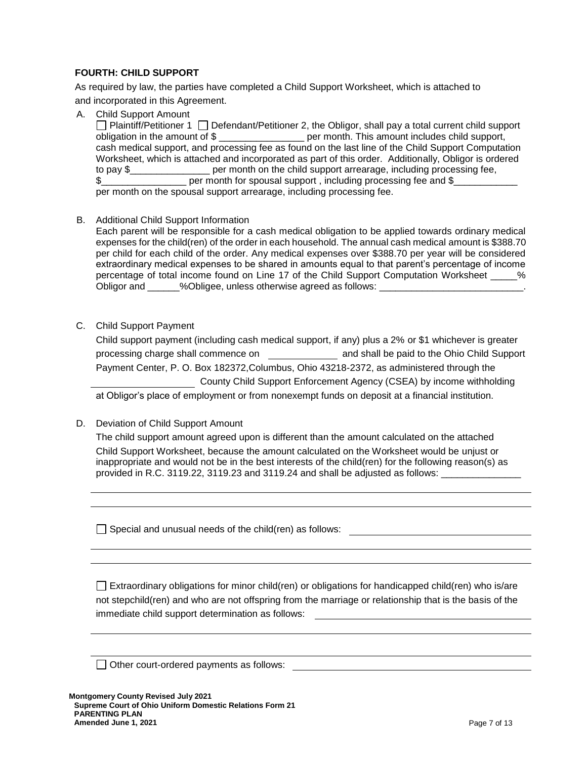**FOURTH: CHILD SUPPORT**

As required by law, the parties have completed a Child Support Worksheet, which is attached to and incorporated in this Agreement.

A. Child Support Amount

☐ Plaintiff/Petitioner 1 ☐ Defendant/Petitioner 2, the Obligor, shall pay a total current child support obligation in the amount of $ ________________ per month. This amount includes child support, cash medical support, and processing fee as found on the last line of the Child Support Computation Worksheet, which is attached and incorporated as part of this order. Additionally, Obligor is ordered to pay $_______________ per month on the child support arrearage, including processing fee, $________________ per month for spousal support , including processing fee and $____________ per month on the spousal support arrearage, including processing fee.

B. Additional Child Support Information

Each parent will be responsible for a cash medical obligation to be applied towards ordinary medical expenses for the child(ren) of the order in each household. The annual cash medical amount is $388.70 per child for each child of the order. Any medical expenses over $388.70 per year will be considered extraordinary medical expenses to be shared in amounts equal to that parent's percentage of income percentage of total income found on Line 17 of the Child Support Computation Worksheet _____% Obligor and ______%Obligee, unless otherwise agreed as follows: ___________________________.

C. Child Support Payment

Child support payment (including cash medical support, if any) plus a 2% or $1 whichever is greater processing charge shall commence on ____________ and shall be paid to the Ohio Child Support Payment Center, P. O. Box 182372,Columbus, Ohio 43218-2372, as administered through the ____________________ County Child Support Enforcement Agency (CSEA) by income withholding at Obligor's place of employment or from nonexempt funds on deposit at a financial institution.

D. Deviation of Child Support Amount

The child support amount agreed upon is different than the amount calculated on the attached Child Support Worksheet, because the amount calculated on the Worksheet would be unjust or inappropriate and would not be in the best interests of the child(ren) for the following reason(s) as provided in R.C. 3119.22, 3119.23 and 3119.24 and shall be adjusted as follows: _______________

_____________________________________________________________________________

_____________________________________________________________________________

☐ Special and unusual needs of the child(ren) as follows: ___________________________________

_____________________________________________________________________________

_____________________________________________________________________________

☐ Extraordinary obligations for minor child(ren) or obligations for handicapped child(ren) who is/are not stepchild(ren) and who are not offspring from the marriage or relationship that is the basis of the immediate child support determination as follows: ___________________________________

_____________________________________________________________________________

_____________________________________________________________________________

☐ Other court-ordered payments as follows: ___________________________________________

**Montgomery County Revised July 2021**
**Supreme Court of Ohio Uniform Domestic Relations Form 21**
**PARENTING PLAN**
**Amended June 1, 2021**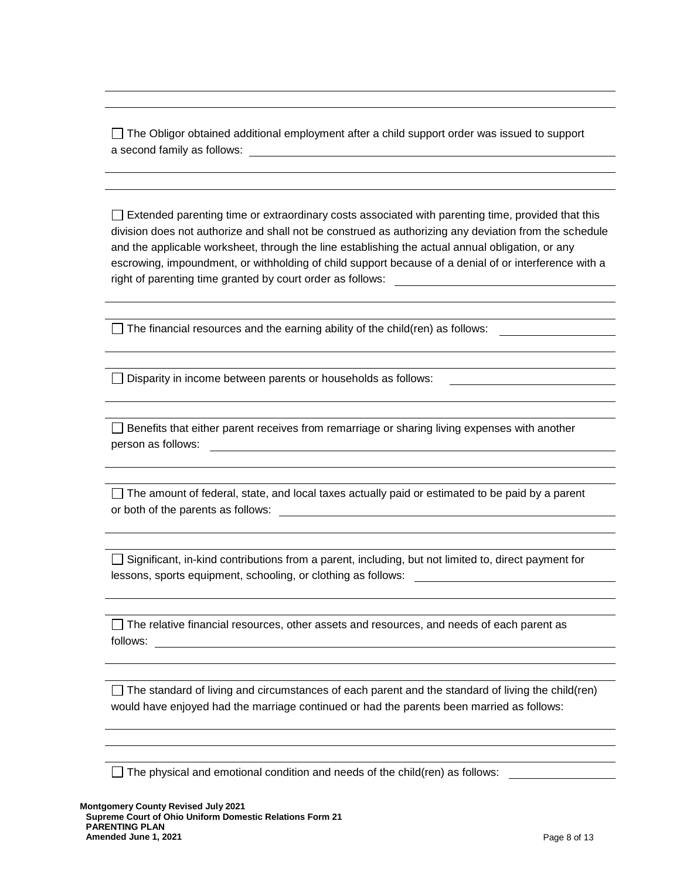☐ The Obligor obtained additional employment after a child support order was issued to support a second family as follows: ______________________________________________

☐ Extended parenting time or extraordinary costs associated with parenting time, provided that this division does not authorize and shall not be construed as authorizing any deviation from the schedule and the applicable worksheet, through the line establishing the actual annual obligation, or any escrowing, impoundment, or withholding of child support because of a denial of or interference with a right of parenting time granted by court order as follows: ______________________________________________

☐ The financial resources and the earning ability of the child(ren) as follows: ______________________________________________

☐ Disparity in income between parents or households as follows: ______________________________________________

☐ Benefits that either parent receives from remarriage or sharing living expenses with another person as follows: ______________________________________________

☐ The amount of federal, state, and local taxes actually paid or estimated to be paid by a parent or both of the parents as follows: ______________________________________________

☐ Significant, in-kind contributions from a parent, including, but not limited to, direct payment for lessons, sports equipment, schooling, or clothing as follows: ______________________________________________

☐ The relative financial resources, other assets and resources, and needs of each parent as follows: ______________________________________________

☐ The standard of living and circumstances of each parent and the standard of living the child(ren) would have enjoyed had the marriage continued or had the parents been married as follows: ______________________________________________

☐ The physical and emotional condition and needs of the child(ren) as follows: ______________________________________________

**Montgomery County Revised July 2021**
**Supreme Court of Ohio Uniform Domestic Relations Form 21**
**PARENTING PLAN**
**Amended June 1, 2021**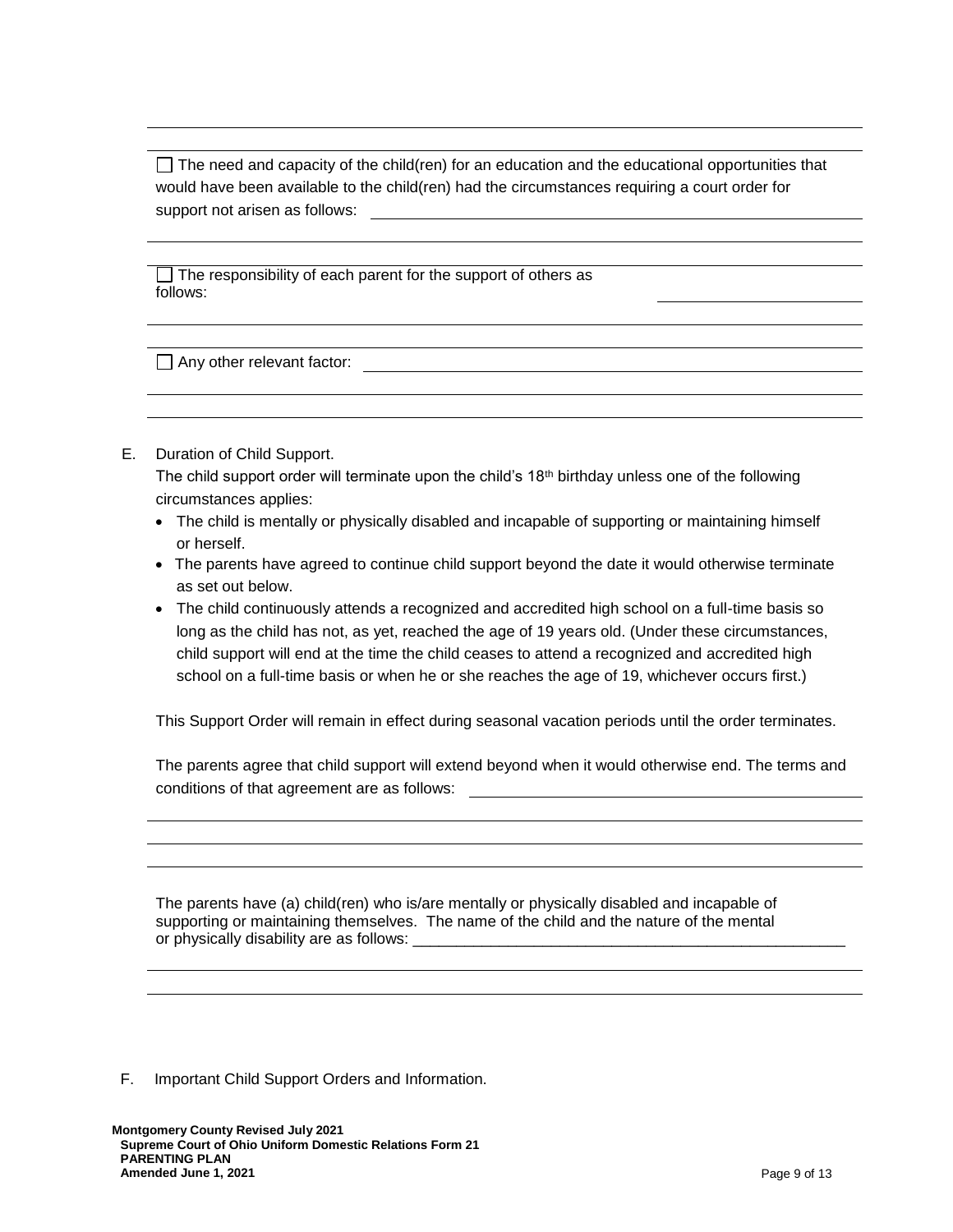☐ The need and capacity of the child(ren) for an education and the educational opportunities that would have been available to the child(ren) had the circumstances requiring a court order for support not arisen as follows: ______________________________________________

______________________________________________

☐ The responsibility of each parent for the support of others as follows: ______________________________________________

______________________________________________

☐ Any other relevant factor: ______________________________________________

______________________________________________

E. Duration of Child Support.

The child support order will terminate upon the child's 18th birthday unless one of the following circumstances applies:

- The child is mentally or physically disabled and incapable of supporting or maintaining himself or herself.
- The parents have agreed to continue child support beyond the date it would otherwise terminate as set out below.
- The child continuously attends a recognized and accredited high school on a full-time basis so long as the child has not, as yet, reached the age of 19 years old. (Under these circumstances, child support will end at the time the child ceases to attend a recognized and accredited high school on a full-time basis or when he or she reaches the age of 19, whichever occurs first.)

This Support Order will remain in effect during seasonal vacation periods until the order terminates.

The parents agree that child support will extend beyond when it would otherwise end. The terms and conditions of that agreement are as follows: ______________________________________________

______________________________________________

______________________________________________

The parents have (a) child(ren) who is/are mentally or physically disabled and incapable of supporting or maintaining themselves. The name of the child and the nature of the mental or physically disability are as follows: ______________________________________________

______________________________________________

F. Important Child Support Orders and Information.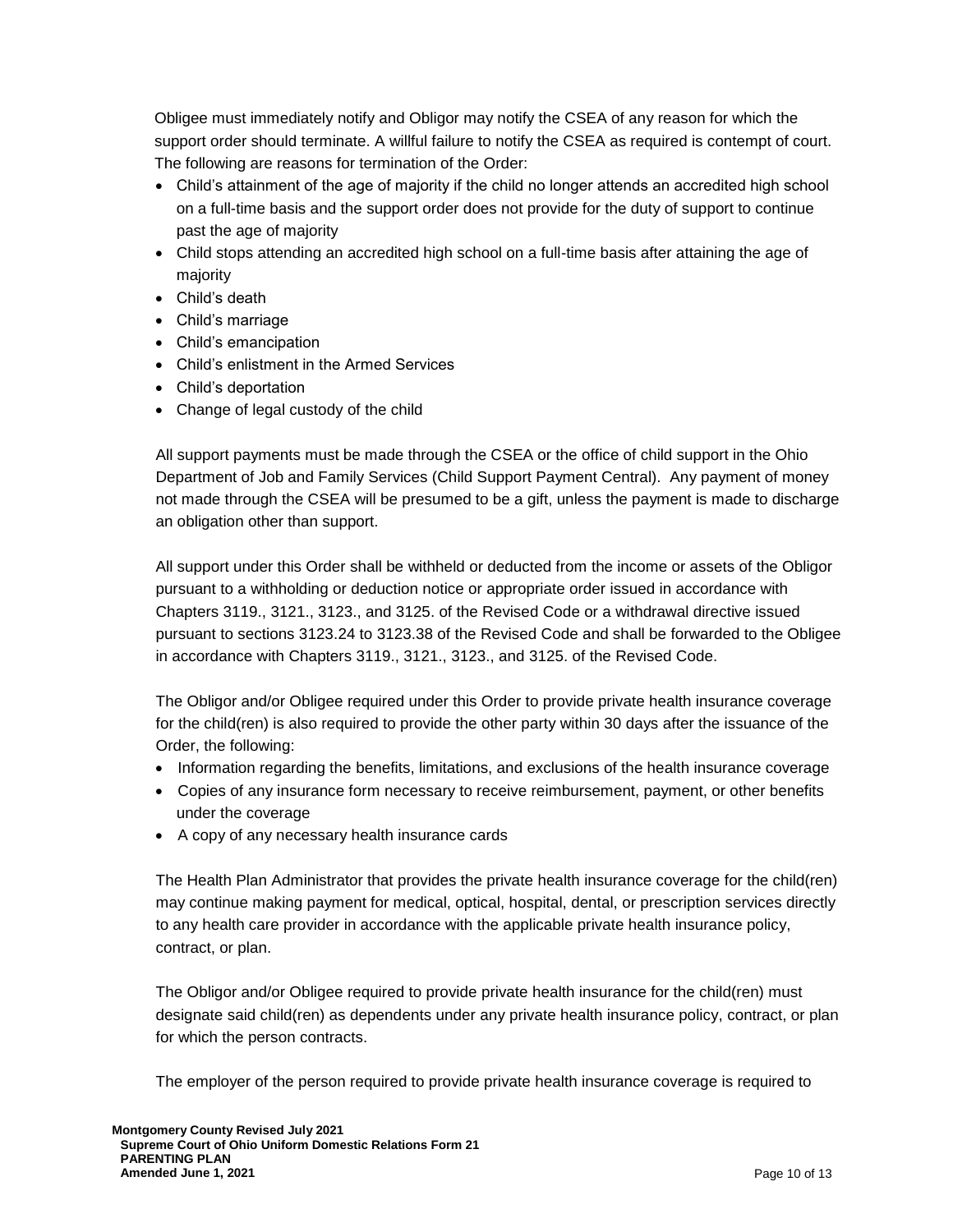Obligee must immediately notify and Obligor may notify the CSEA of any reason for which the support order should terminate. A willful failure to notify the CSEA as required is contempt of court. The following are reasons for termination of the Order:

- Child's attainment of the age of majority if the child no longer attends an accredited high school on a full-time basis and the support order does not provide for the duty of support to continue past the age of majority
- Child stops attending an accredited high school on a full-time basis after attaining the age of majority
- Child's death
- Child's marriage
- Child's emancipation
- Child's enlistment in the Armed Services
- Child's deportation
- Change of legal custody of the child

All support payments must be made through the CSEA or the office of child support in the Ohio Department of Job and Family Services (Child Support Payment Central). Any payment of money not made through the CSEA will be presumed to be a gift, unless the payment is made to discharge an obligation other than support.

All support under this Order shall be withheld or deducted from the income or assets of the Obligor pursuant to a withholding or deduction notice or appropriate order issued in accordance with Chapters 3119., 3121., 3123., and 3125. of the Revised Code or a withdrawal directive issued pursuant to sections 3123.24 to 3123.38 of the Revised Code and shall be forwarded to the Obligee in accordance with Chapters 3119., 3121., 3123., and 3125. of the Revised Code.

The Obligor and/or Obligee required under this Order to provide private health insurance coverage for the child(ren) is also required to provide the other party within 30 days after the issuance of the Order, the following:

- Information regarding the benefits, limitations, and exclusions of the health insurance coverage
- Copies of any insurance form necessary to receive reimbursement, payment, or other benefits under the coverage
- A copy of any necessary health insurance cards

The Health Plan Administrator that provides the private health insurance coverage for the child(ren) may continue making payment for medical, optical, hospital, dental, or prescription services directly to any health care provider in accordance with the applicable private health insurance policy, contract, or plan.

The Obligor and/or Obligee required to provide private health insurance for the child(ren) must designate said child(ren) as dependents under any private health insurance policy, contract, or plan for which the person contracts.

The employer of the person required to provide private health insurance coverage is required to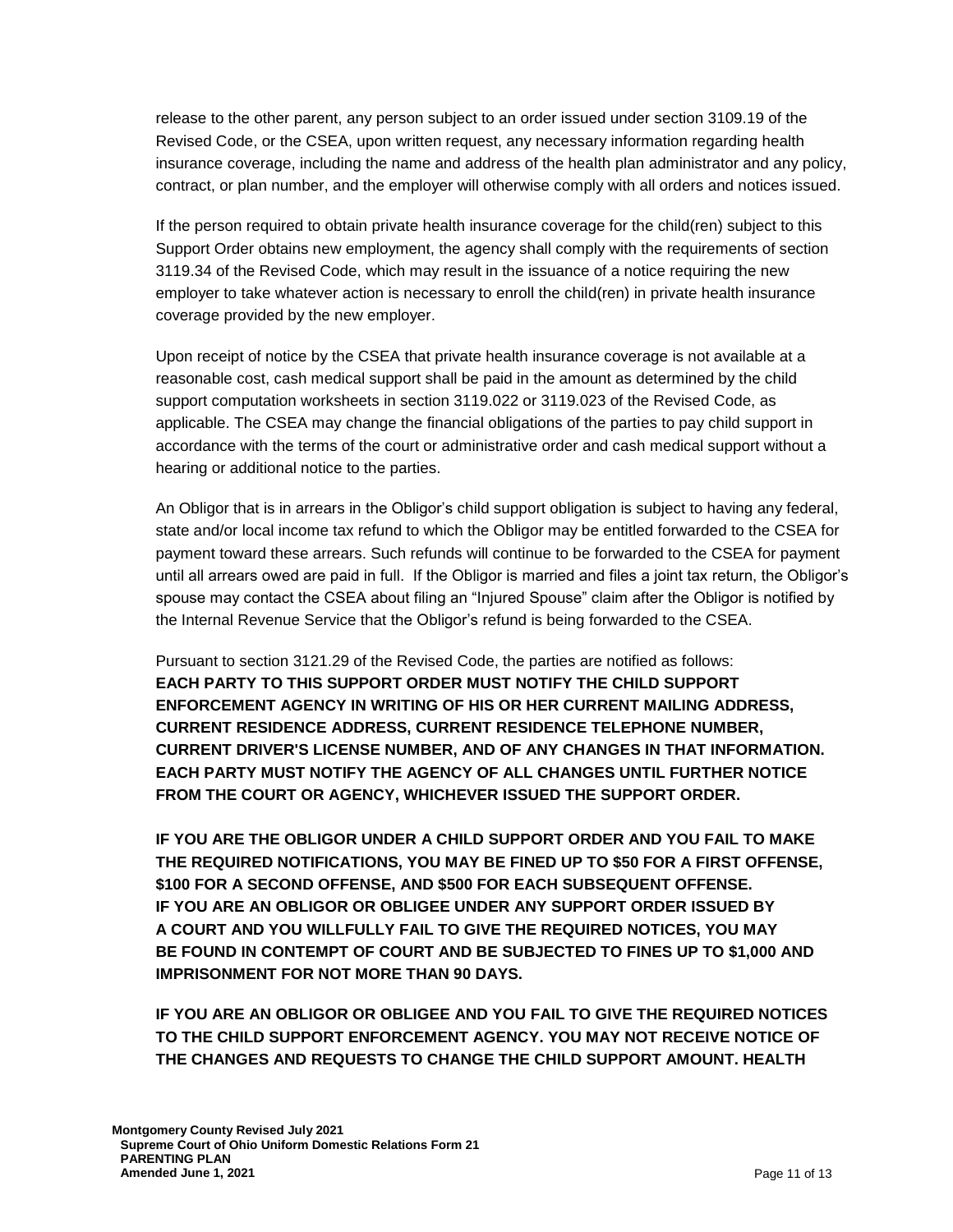release to the other parent, any person subject to an order issued under section 3109.19 of the Revised Code, or the CSEA, upon written request, any necessary information regarding health insurance coverage, including the name and address of the health plan administrator and any policy, contract, or plan number, and the employer will otherwise comply with all orders and notices issued.

If the person required to obtain private health insurance coverage for the child(ren) subject to this Support Order obtains new employment, the agency shall comply with the requirements of section 3119.34 of the Revised Code, which may result in the issuance of a notice requiring the new employer to take whatever action is necessary to enroll the child(ren) in private health insurance coverage provided by the new employer.

Upon receipt of notice by the CSEA that private health insurance coverage is not available at a reasonable cost, cash medical support shall be paid in the amount as determined by the child support computation worksheets in section 3119.022 or 3119.023 of the Revised Code, as applicable. The CSEA may change the financial obligations of the parties to pay child support in accordance with the terms of the court or administrative order and cash medical support without a hearing or additional notice to the parties.

An Obligor that is in arrears in the Obligor's child support obligation is subject to having any federal, state and/or local income tax refund to which the Obligor may be entitled forwarded to the CSEA for payment toward these arrears. Such refunds will continue to be forwarded to the CSEA for payment until all arrears owed are paid in full. If the Obligor is married and files a joint tax return, the Obligor's spouse may contact the CSEA about filing an "Injured Spouse" claim after the Obligor is notified by the Internal Revenue Service that the Obligor's refund is being forwarded to the CSEA.

Pursuant to section 3121.29 of the Revised Code, the parties are notified as follows:
**EACH PARTY TO THIS SUPPORT ORDER MUST NOTIFY THE CHILD SUPPORT ENFORCEMENT AGENCY IN WRITING OF HIS OR HER CURRENT MAILING ADDRESS, CURRENT RESIDENCE ADDRESS, CURRENT RESIDENCE TELEPHONE NUMBER, CURRENT DRIVER'S LICENSE NUMBER, AND OF ANY CHANGES IN THAT INFORMATION. EACH PARTY MUST NOTIFY THE AGENCY OF ALL CHANGES UNTIL FURTHER NOTICE FROM THE COURT OR AGENCY, WHICHEVER ISSUED THE SUPPORT ORDER.**

**IF YOU ARE THE OBLIGOR UNDER A CHILD SUPPORT ORDER AND YOU FAIL TO MAKE THE REQUIRED NOTIFICATIONS, YOU MAY BE FINED UP TO $50 FOR A FIRST OFFENSE, $100 FOR A SECOND OFFENSE, AND $500 FOR EACH SUBSEQUENT OFFENSE. IF YOU ARE AN OBLIGOR OR OBLIGEE UNDER ANY SUPPORT ORDER ISSUED BY A COURT AND YOU WILLFULLY FAIL TO GIVE THE REQUIRED NOTICES, YOU MAY BE FOUND IN CONTEMPT OF COURT AND BE SUBJECTED TO FINES UP TO $1,000 AND IMPRISONMENT FOR NOT MORE THAN 90 DAYS.**

**IF YOU ARE AN OBLIGOR OR OBLIGEE AND YOU FAIL TO GIVE THE REQUIRED NOTICES TO THE CHILD SUPPORT ENFORCEMENT AGENCY. YOU MAY NOT RECEIVE NOTICE OF THE CHANGES AND REQUESTS TO CHANGE THE CHILD SUPPORT AMOUNT. HEALTH**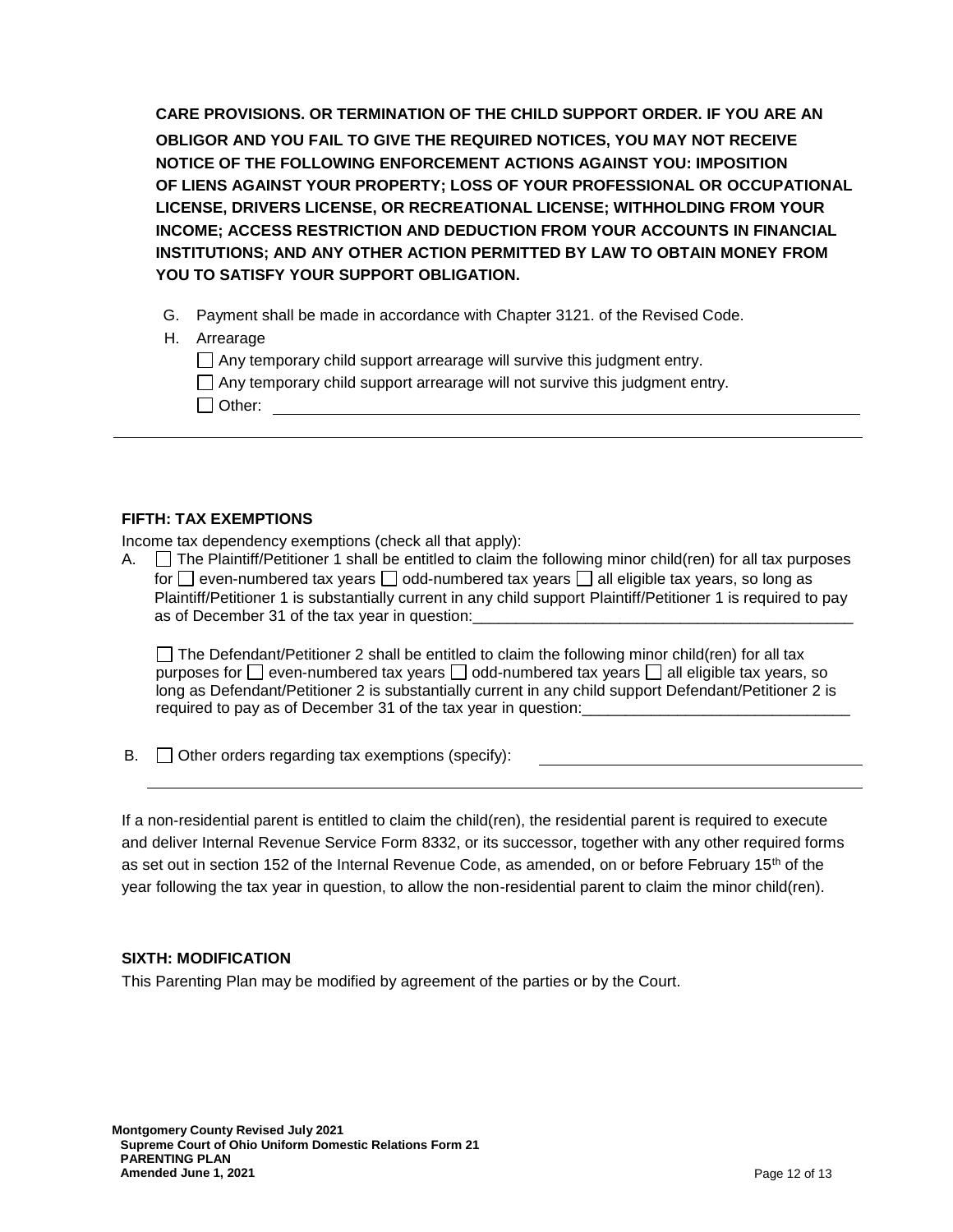**CARE PROVISIONS. OR TERMINATION OF THE CHILD SUPPORT ORDER. IF YOU ARE AN OBLIGOR AND YOU FAIL TO GIVE THE REQUIRED NOTICES, YOU MAY NOT RECEIVE NOTICE OF THE FOLLOWING ENFORCEMENT ACTIONS AGAINST YOU: IMPOSITION OF LIENS AGAINST YOUR PROPERTY; LOSS OF YOUR PROFESSIONAL OR OCCUPATIONAL LICENSE, DRIVERS LICENSE, OR RECREATIONAL LICENSE; WITHHOLDING FROM YOUR INCOME; ACCESS RESTRICTION AND DEDUCTION FROM YOUR ACCOUNTS IN FINANCIAL INSTITUTIONS; AND ANY OTHER ACTION PERMITTED BY LAW TO OBTAIN MONEY FROM YOU TO SATISFY YOUR SUPPORT OBLIGATION.**

G. Payment shall be made in accordance with Chapter 3121. of the Revised Code.

H. Arrearage

☐ Any temporary child support arrearage will survive this judgment entry.

☐ Any temporary child support arrearage will not survive this judgment entry.

☐ Other: ______________________________________________________________

---

### FIFTH: TAX EXEMPTIONS

Income tax dependency exemptions (check all that apply):

A. ☐ The Plaintiff/Petitioner 1 shall be entitled to claim the following minor child(ren) for all tax purposes for ☐ even-numbered tax years ☐ odd-numbered tax years ☐ all eligible tax years, so long as Plaintiff/Petitioner 1 is substantially current in any child support Plaintiff/Petitioner 1 is required to pay as of December 31 of the tax year in question:_____________________________________________

☐ The Defendant/Petitioner 2 shall be entitled to claim the following minor child(ren) for all tax purposes for ☐ even-numbered tax years ☐ odd-numbered tax years ☐ all eligible tax years, so long as Defendant/Petitioner 2 is substantially current in any child support Defendant/Petitioner 2 is required to pay as of December 31 of the tax year in question:_______________________________

B. ☐ Other orders regarding tax exemptions (specify): ______________________________________
_____________________________________________________________________________

If a non-residential parent is entitled to claim the child(ren), the residential parent is required to execute and deliver Internal Revenue Service Form 8332, or its successor, together with any other required forms as set out in section 152 of the Internal Revenue Code, as amended, on or before February 15th of the year following the tax year in question, to allow the non-residential parent to claim the minor child(ren).

### SIXTH: MODIFICATION

This Parenting Plan may be modified by agreement of the parties or by the Court.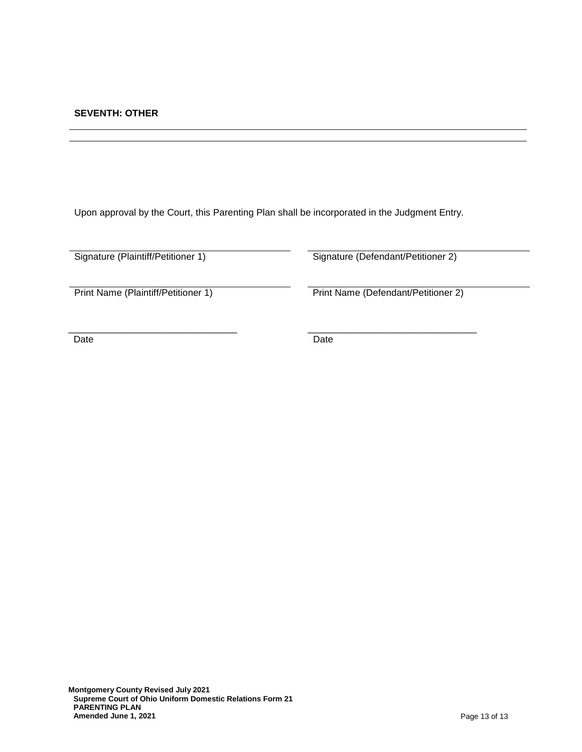**SEVENTH: OTHER**

\_\_\_\_\_\_\_\_\_\_\_\_\_\_\_\_\_\_\_\_\_\_\_\_\_\_\_\_\_\_\_\_\_\_\_\_\_\_\_\_\_\_\_\_\_\_\_\_\_\_\_\_\_\_\_\_\_\_\_\_\_\_\_\_\_\_\_\_\_\_\_\_\_\_\_\_

\_\_\_\_\_\_\_\_\_\_\_\_\_\_\_\_\_\_\_\_\_\_\_\_\_\_\_\_\_\_\_\_\_\_\_\_\_\_\_\_\_\_\_\_\_\_\_\_\_\_\_\_\_\_\_\_\_\_\_\_\_\_\_\_\_\_\_\_\_\_\_\_\_\_\_\_

Upon approval by the Court, this Parenting Plan shall be incorporated in the Judgment Entry.

| | |
|---|---|
| \_\_\_\_\_\_\_\_\_\_\_\_\_\_\_\_\_\_\_\_\_\_\_\_\_\_\_\_\_\_\_\_ | \_\_\_\_\_\_\_\_\_\_\_\_\_\_\_\_\_\_\_\_\_\_\_\_\_\_\_\_\_\_\_\_ |
| Signature (Plaintiff/Petitioner 1) | Signature (Defendant/Petitioner 2) |
| \_\_\_\_\_\_\_\_\_\_\_\_\_\_\_\_\_\_\_\_\_\_\_\_\_\_\_\_\_\_\_\_ | \_\_\_\_\_\_\_\_\_\_\_\_\_\_\_\_\_\_\_\_\_\_\_\_\_\_\_\_\_\_\_\_ |
| Print Name (Plaintiff/Petitioner 1) | Print Name (Defendant/Petitioner 2) |
| \_\_\_\_\_\_\_\_\_\_\_\_\_\_\_\_\_\_\_\_\_\_\_\_\_\_\_\_\_\_\_\_ | \_\_\_\_\_\_\_\_\_\_\_\_\_\_\_\_\_\_\_\_\_\_\_\_\_\_\_\_\_\_\_\_ |
| Date | Date |

**Montgomery County Revised July 2021**
**Supreme Court of Ohio Uniform Domestic Relations Form 21**
**PARENTING PLAN**
**Amended June 1, 2021**